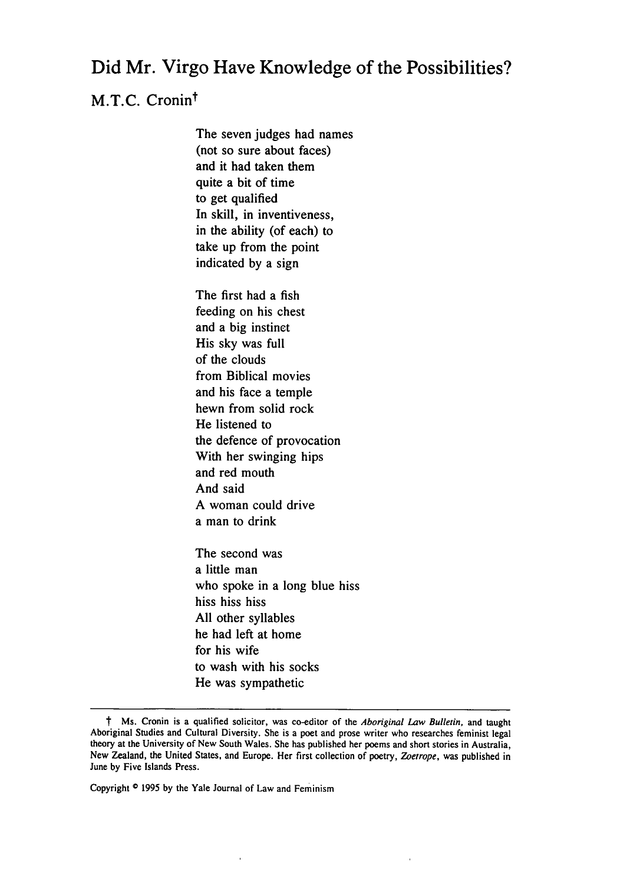# Did Mr. Virgo Have Knowledge of the Possibilities?

M.T.C. Cronin†

The seven judges had names  
(not so sure about faces)  
and it had taken them  
quite a bit of time  
to get qualified  
In skill, in inventiveness,  
in the ability (of each) to  
take up from the point  
indicated by a sign

The first had a fish  
feeding on his chest  
and a big instinct  
His sky was full  
of the clouds  
from Biblical movies  
and his face a temple  
hewn from solid rock  
He listened to  
the defence of provocation  
With her swinging hips  
and red mouth  
And said  
A woman could drive  
a man to drink

The second was  
a little man  
who spoke in a long blue hiss  
hiss hiss hiss  
All other syllables  
he had left at home  
for his wife  
to wash with his socks  
He was sympathetic

---

† Ms. Cronin is a qualified solicitor, was co-editor of the *Aboriginal Law Bulletin*, and taught Aboriginal Studies and Cultural Diversity. She is a poet and prose writer who researches feminist legal theory at the University of New South Wales. She has published her poems and short stories in Australia, New Zealand, the United States, and Europe. Her first collection of poetry, *Zoetrope*, was published in June by Five Islands Press.

Copyright © 1995 by the Yale Journal of Law and Feminism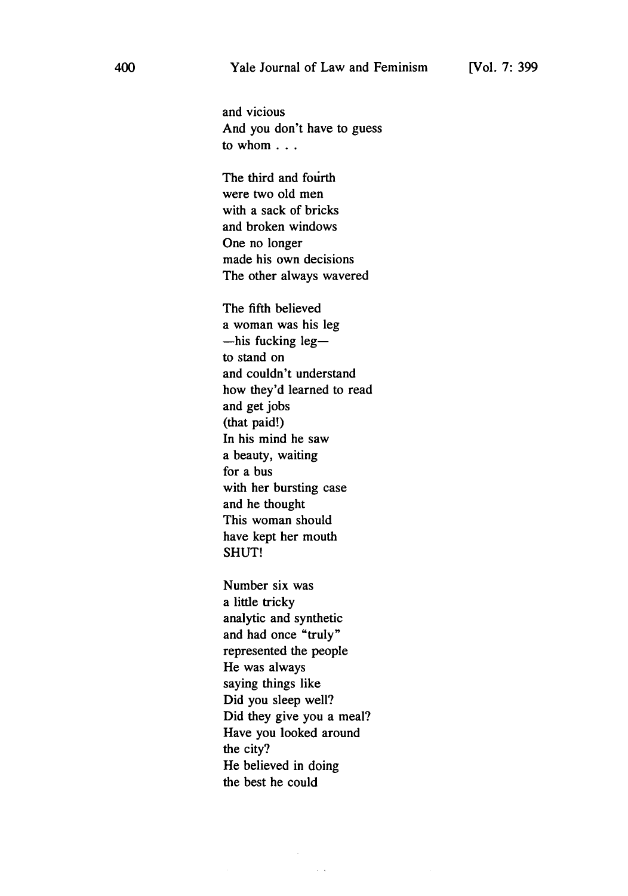and vicious  
And you don't have to guess  
to whom . . .

The third and fourth  
were two old men  
with a sack of bricks  
and broken windows  
One no longer  
made his own decisions  
The other always wavered

The fifth believed  
a woman was his leg  
—his fucking leg—  
to stand on  
and couldn't understand  
how they'd learned to read  
and get jobs  
(that paid!)  
In his mind he saw  
a beauty, waiting  
for a bus  
with her bursting case  
and he thought  
This woman should  
have kept her mouth  
SHUT!

Number six was  
a little tricky  
analytic and synthetic  
and had once "truly"  
represented the people  
He was always  
saying things like  
Did you sleep well?  
Did they give you a meal?  
Have you looked around  
the city?  
He believed in doing  
the best he could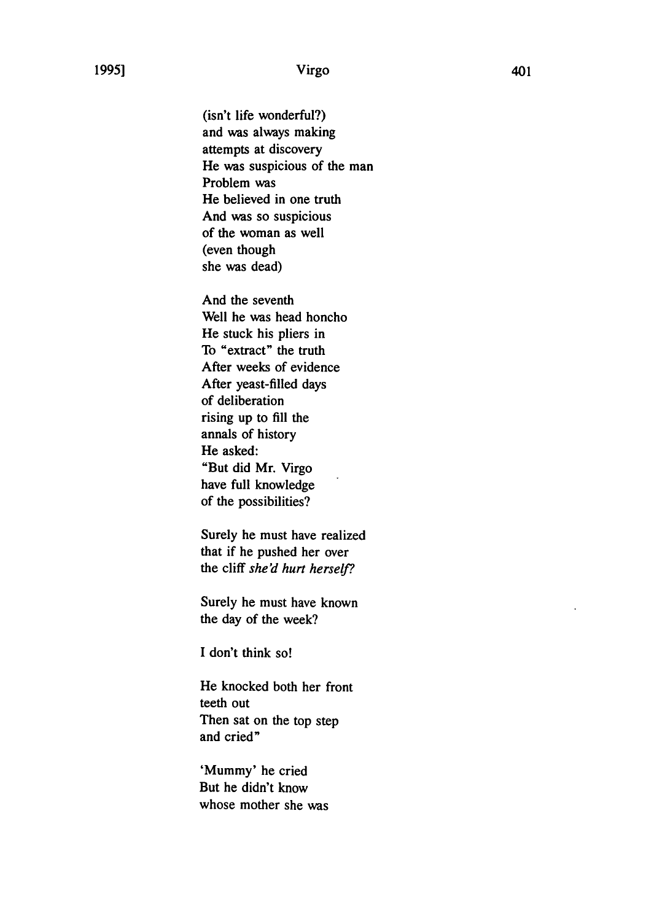(isn't life wonderful?)
and was always making
attempts at discovery
He was suspicious of the man
Problem was
He believed in one truth
And was so suspicious
of the woman as well
(even though
she was dead)

And the seventh
Well he was head honcho
He stuck his pliers in
To "extract" the truth
After weeks of evidence
After yeast-filled days
of deliberation
rising up to fill the
annals of history
He asked:
"But did Mr. Virgo
have full knowledge
of the possibilities?

Surely he must have realized
that if he pushed her over
the cliff *she'd hurt herself?*

Surely he must have known
the day of the week?

I don't think so!

He knocked both her front
teeth out
Then sat on the top step
and cried"

'Mummy' he cried
But he didn't know
whose mother she was